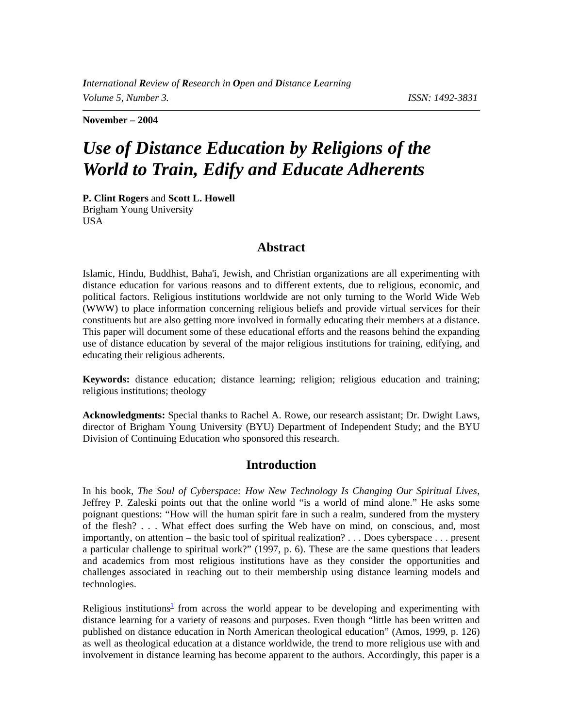November – 2004

# Use of Distance Education by Religions of the World to Train, Edify and Educate Adherents

**P. Clint Rogers** and **Scott L. Howell**
Brigham Young University
USA

## Abstract

Islamic, Hindu, Buddhist, Baha'i, Jewish, and Christian organizations are all experimenting with distance education for various reasons and to different extents, due to religious, economic, and political factors. Religious institutions worldwide are not only turning to the World Wide Web (WWW) to place information concerning religious beliefs and provide virtual services for their constituents but are also getting more involved in formally educating their members at a distance. This paper will document some of these educational efforts and the reasons behind the expanding use of distance education by several of the major religious institutions for training, edifying, and educating their religious adherents.

**Keywords:** distance education; distance learning; religion; religious education and training; religious institutions; theology

**Acknowledgments:** Special thanks to Rachel A. Rowe, our research assistant; Dr. Dwight Laws, director of Brigham Young University (BYU) Department of Independent Study; and the BYU Division of Continuing Education who sponsored this research.

## Introduction

In his book, *The Soul of Cyberspace: How New Technology Is Changing Our Spiritual Lives*, Jeffrey P. Zaleski points out that the online world "is a world of mind alone." He asks some poignant questions: "How will the human spirit fare in such a realm, sundered from the mystery of the flesh? . . . What effect does surfing the Web have on mind, on conscious, and, most importantly, on attention – the basic tool of spiritual realization? . . . Does cyberspace . . . present a particular challenge to spiritual work?" (1997, p. 6). These are the same questions that leaders and academics from most religious institutions have as they consider the opportunities and challenges associated in reaching out to their membership using distance learning models and technologies.

Religious institutions[1] from across the world appear to be developing and experimenting with distance learning for a variety of reasons and purposes. Even though "little has been written and published on distance education in North American theological education" (Amos, 1999, p. 126) as well as theological education at a distance worldwide, the trend to more religious use with and involvement in distance learning has become apparent to the authors. Accordingly, this paper is a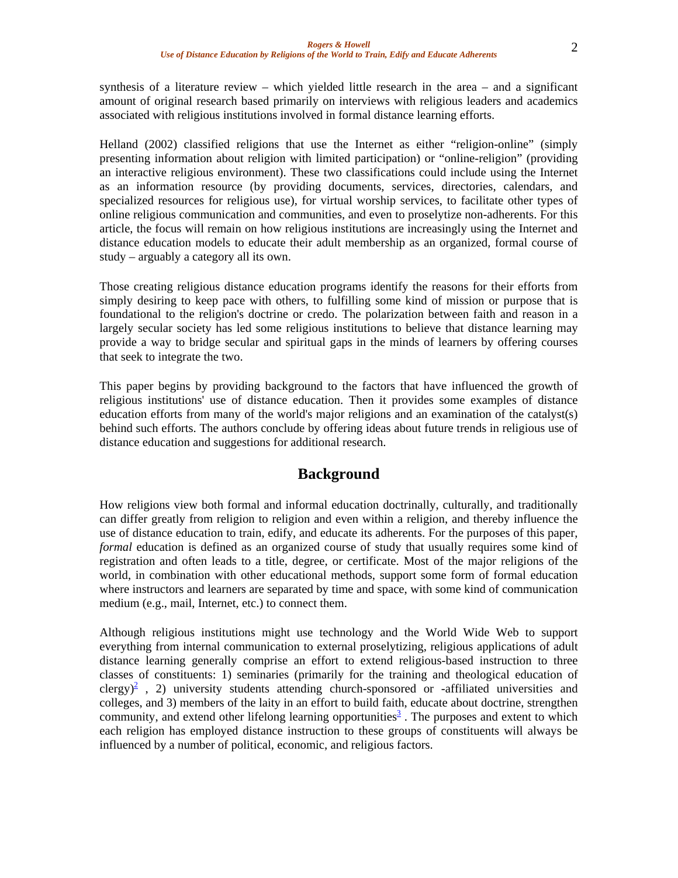synthesis of a literature review – which yielded little research in the area – and a significant amount of original research based primarily on interviews with religious leaders and academics associated with religious institutions involved in formal distance learning efforts.

Helland (2002) classified religions that use the Internet as either "religion-online" (simply presenting information about religion with limited participation) or "online-religion" (providing an interactive religious environment). These two classifications could include using the Internet as an information resource (by providing documents, services, directories, calendars, and specialized resources for religious use), for virtual worship services, to facilitate other types of online religious communication and communities, and even to proselytize non-adherents. For this article, the focus will remain on how religious institutions are increasingly using the Internet and distance education models to educate their adult membership as an organized, formal course of study – arguably a category all its own.

Those creating religious distance education programs identify the reasons for their efforts from simply desiring to keep pace with others, to fulfilling some kind of mission or purpose that is foundational to the religion's doctrine or credo. The polarization between faith and reason in a largely secular society has led some religious institutions to believe that distance learning may provide a way to bridge secular and spiritual gaps in the minds of learners by offering courses that seek to integrate the two.

This paper begins by providing background to the factors that have influenced the growth of religious institutions' use of distance education. Then it provides some examples of distance education efforts from many of the world's major religions and an examination of the catalyst(s) behind such efforts. The authors conclude by offering ideas about future trends in religious use of distance education and suggestions for additional research.

## Background

How religions view both formal and informal education doctrinally, culturally, and traditionally can differ greatly from religion to religion and even within a religion, and thereby influence the use of distance education to train, edify, and educate its adherents. For the purposes of this paper, *formal* education is defined as an organized course of study that usually requires some kind of registration and often leads to a title, degree, or certificate. Most of the major religions of the world, in combination with other educational methods, support some form of formal education where instructors and learners are separated by time and space, with some kind of communication medium (e.g., mail, Internet, etc.) to connect them.

Although religious institutions might use technology and the World Wide Web to support everything from internal communication to external proselytizing, religious applications of adult distance learning generally comprise an effort to extend religious-based instruction to three classes of constituents: 1) seminaries (primarily for the training and theological education of clergy)[2] , 2) university students attending church-sponsored or -affiliated universities and colleges, and 3) members of the laity in an effort to build faith, educate about doctrine, strengthen community, and extend other lifelong learning opportunities[3] . The purposes and extent to which each religion has employed distance instruction to these groups of constituents will always be influenced by a number of political, economic, and religious factors.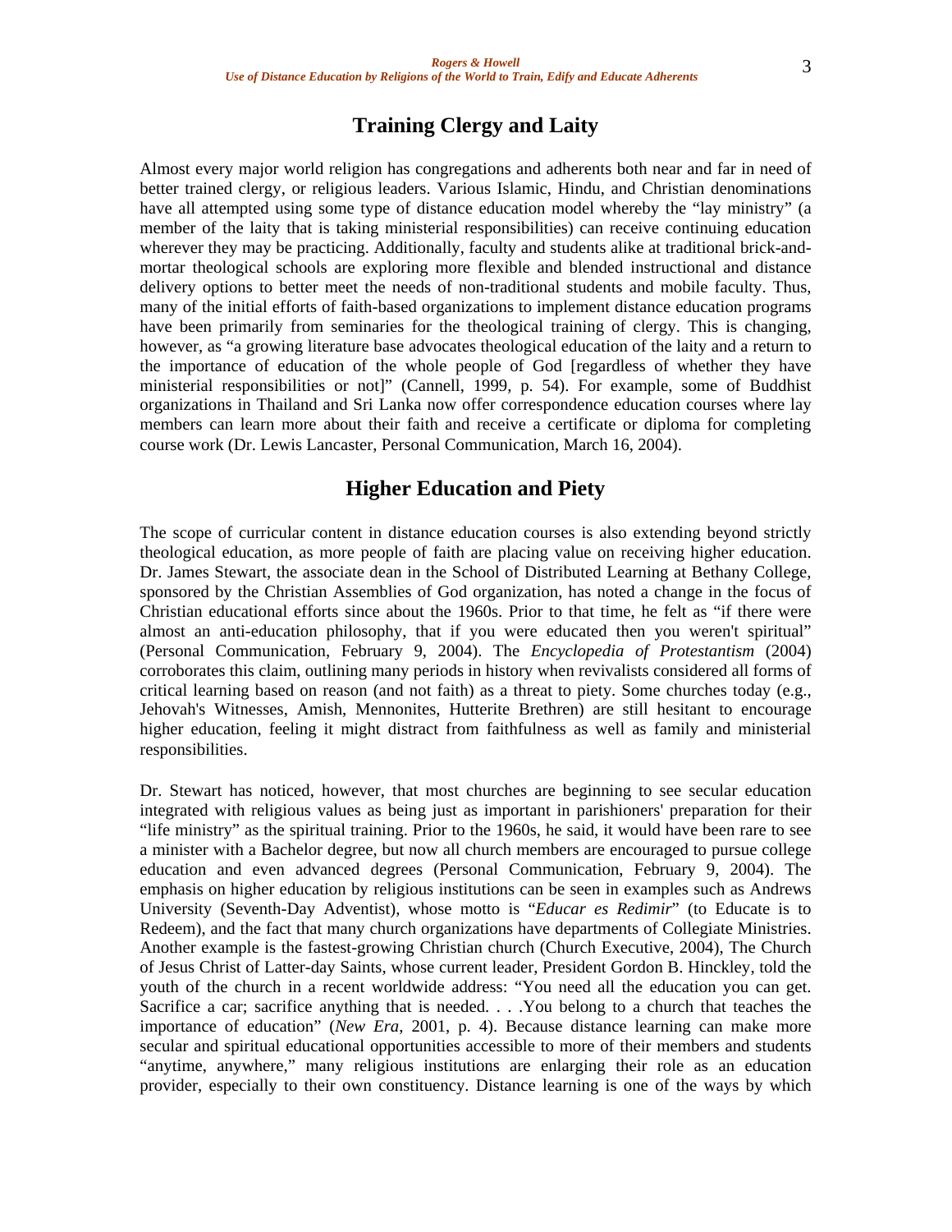## Training Clergy and Laity

Almost every major world religion has congregations and adherents both near and far in need of better trained clergy, or religious leaders. Various Islamic, Hindu, and Christian denominations have all attempted using some type of distance education model whereby the "lay ministry" (a member of the laity that is taking ministerial responsibilities) can receive continuing education wherever they may be practicing. Additionally, faculty and students alike at traditional brick-and-mortar theological schools are exploring more flexible and blended instructional and distance delivery options to better meet the needs of non-traditional students and mobile faculty. Thus, many of the initial efforts of faith-based organizations to implement distance education programs have been primarily from seminaries for the theological training of clergy. This is changing, however, as "a growing literature base advocates theological education of the laity and a return to the importance of education of the whole people of God [regardless of whether they have ministerial responsibilities or not]" (Cannell, 1999, p. 54). For example, some of Buddhist organizations in Thailand and Sri Lanka now offer correspondence education courses where lay members can learn more about their faith and receive a certificate or diploma for completing course work (Dr. Lewis Lancaster, Personal Communication, March 16, 2004).

## Higher Education and Piety

The scope of curricular content in distance education courses is also extending beyond strictly theological education, as more people of faith are placing value on receiving higher education. Dr. James Stewart, the associate dean in the School of Distributed Learning at Bethany College, sponsored by the Christian Assemblies of God organization, has noted a change in the focus of Christian educational efforts since about the 1960s. Prior to that time, he felt as "if there were almost an anti-education philosophy, that if you were educated then you weren't spiritual" (Personal Communication, February 9, 2004). The *Encyclopedia of Protestantism* (2004) corroborates this claim, outlining many periods in history when revivalists considered all forms of critical learning based on reason (and not faith) as a threat to piety. Some churches today (e.g., Jehovah's Witnesses, Amish, Mennonites, Hutterite Brethren) are still hesitant to encourage higher education, feeling it might distract from faithfulness as well as family and ministerial responsibilities.

Dr. Stewart has noticed, however, that most churches are beginning to see secular education integrated with religious values as being just as important in parishioners' preparation for their "life ministry" as the spiritual training. Prior to the 1960s, he said, it would have been rare to see a minister with a Bachelor degree, but now all church members are encouraged to pursue college education and even advanced degrees (Personal Communication, February 9, 2004). The emphasis on higher education by religious institutions can be seen in examples such as Andrews University (Seventh-Day Adventist), whose motto is "*Educar es Redimir*" (to Educate is to Redeem), and the fact that many church organizations have departments of Collegiate Ministries. Another example is the fastest-growing Christian church (Church Executive, 2004), The Church of Jesus Christ of Latter-day Saints, whose current leader, President Gordon B. Hinckley, told the youth of the church in a recent worldwide address: "You need all the education you can get. Sacrifice a car; sacrifice anything that is needed. . . .You belong to a church that teaches the importance of education" (*New Era*, 2001, p. 4). Because distance learning can make more secular and spiritual educational opportunities accessible to more of their members and students "anytime, anywhere," many religious institutions are enlarging their role as an education provider, especially to their own constituency. Distance learning is one of the ways by which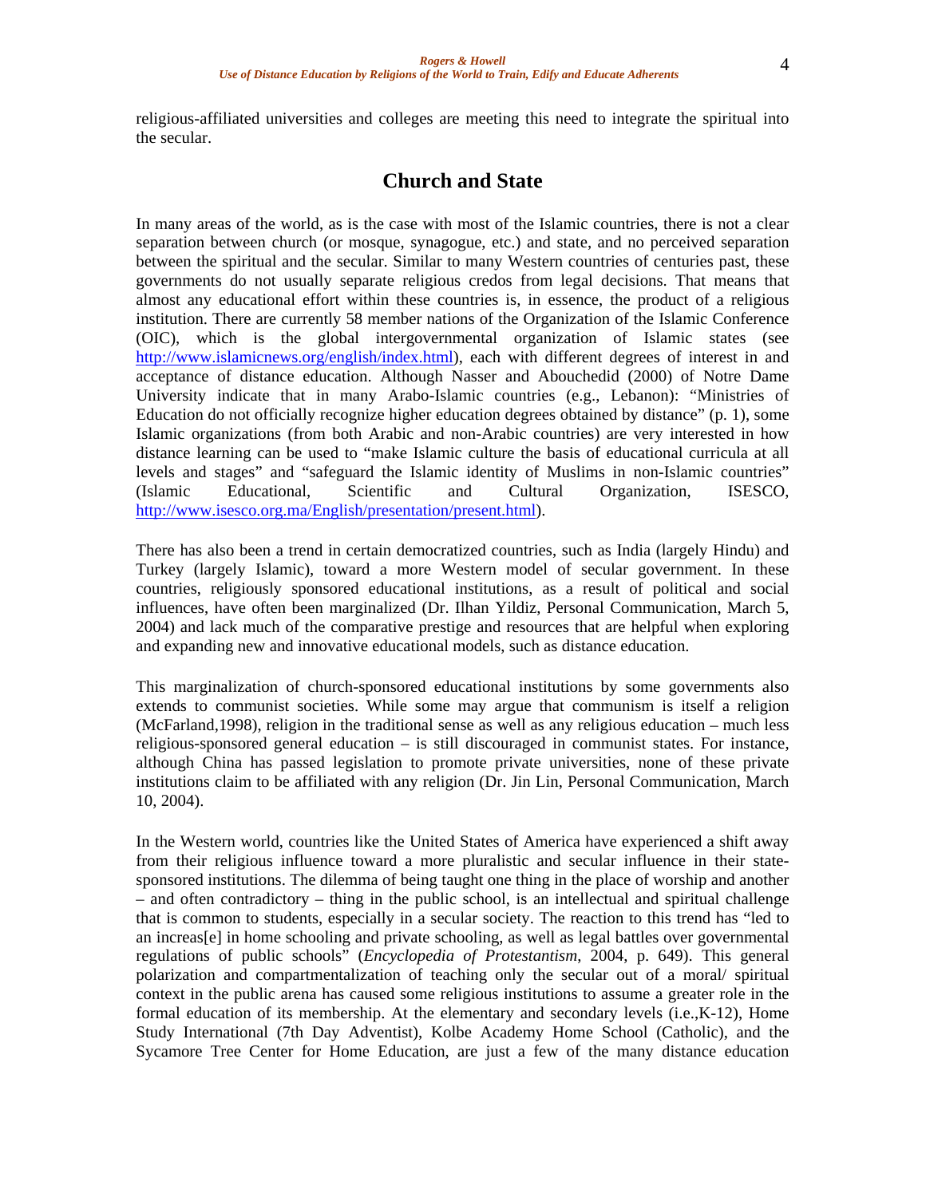religious-affiliated universities and colleges are meeting this need to integrate the spiritual into the secular.

## Church and State

In many areas of the world, as is the case with most of the Islamic countries, there is not a clear separation between church (or mosque, synagogue, etc.) and state, and no perceived separation between the spiritual and the secular. Similar to many Western countries of centuries past, these governments do not usually separate religious credos from legal decisions. That means that almost any educational effort within these countries is, in essence, the product of a religious institution. There are currently 58 member nations of the Organization of the Islamic Conference (OIC), which is the global intergovernmental organization of Islamic states (see http://www.islamicnews.org/english/index.html), each with different degrees of interest in and acceptance of distance education. Although Nasser and Abouchedid (2000) of Notre Dame University indicate that in many Arabo-Islamic countries (e.g., Lebanon): "Ministries of Education do not officially recognize higher education degrees obtained by distance" (p. 1), some Islamic organizations (from both Arabic and non-Arabic countries) are very interested in how distance learning can be used to "make Islamic culture the basis of educational curricula at all levels and stages" and "safeguard the Islamic identity of Muslims in non-Islamic countries" (Islamic Educational, Scientific and Cultural Organization, ISESCO, http://www.isesco.org.ma/English/presentation/present.html).

There has also been a trend in certain democratized countries, such as India (largely Hindu) and Turkey (largely Islamic), toward a more Western model of secular government. In these countries, religiously sponsored educational institutions, as a result of political and social influences, have often been marginalized (Dr. Ilhan Yildiz, Personal Communication, March 5, 2004) and lack much of the comparative prestige and resources that are helpful when exploring and expanding new and innovative educational models, such as distance education.

This marginalization of church-sponsored educational institutions by some governments also extends to communist societies. While some may argue that communism is itself a religion (McFarland,1998), religion in the traditional sense as well as any religious education – much less religious-sponsored general education – is still discouraged in communist states. For instance, although China has passed legislation to promote private universities, none of these private institutions claim to be affiliated with any religion (Dr. Jin Lin, Personal Communication, March 10, 2004).

In the Western world, countries like the United States of America have experienced a shift away from their religious influence toward a more pluralistic and secular influence in their state-sponsored institutions. The dilemma of being taught one thing in the place of worship and another – and often contradictory – thing in the public school, is an intellectual and spiritual challenge that is common to students, especially in a secular society. The reaction to this trend has "led to an increas[e] in home schooling and private schooling, as well as legal battles over governmental regulations of public schools" (*Encyclopedia of Protestantism*, 2004, p. 649). This general polarization and compartmentalization of teaching only the secular out of a moral/ spiritual context in the public arena has caused some religious institutions to assume a greater role in the formal education of its membership. At the elementary and secondary levels (i.e.,K-12), Home Study International (7th Day Adventist), Kolbe Academy Home School (Catholic), and the Sycamore Tree Center for Home Education, are just a few of the many distance education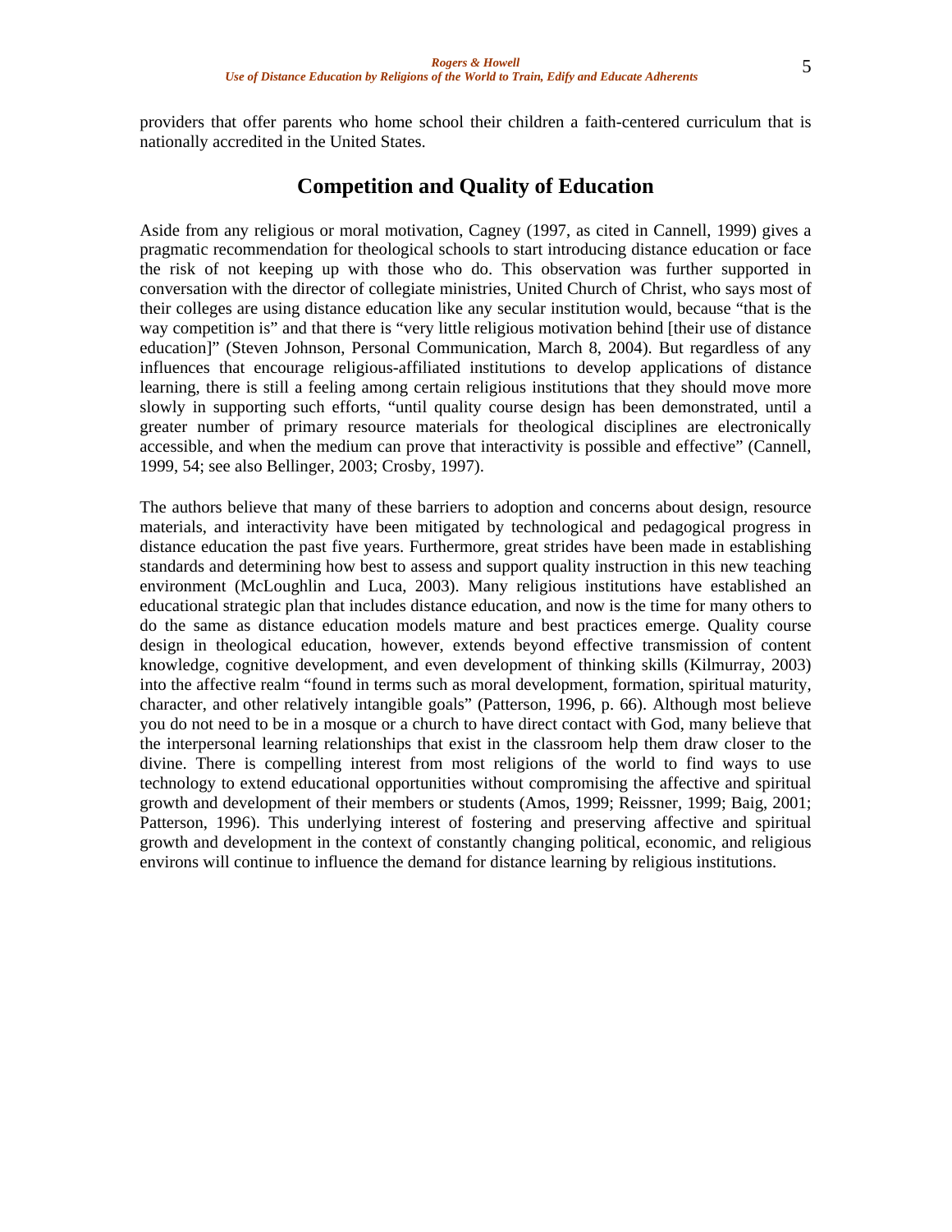providers that offer parents who home school their children a faith-centered curriculum that is nationally accredited in the United States.

## Competition and Quality of Education

Aside from any religious or moral motivation, Cagney (1997, as cited in Cannell, 1999) gives a pragmatic recommendation for theological schools to start introducing distance education or face the risk of not keeping up with those who do. This observation was further supported in conversation with the director of collegiate ministries, United Church of Christ, who says most of their colleges are using distance education like any secular institution would, because "that is the way competition is" and that there is "very little religious motivation behind [their use of distance education]" (Steven Johnson, Personal Communication, March 8, 2004). But regardless of any influences that encourage religious-affiliated institutions to develop applications of distance learning, there is still a feeling among certain religious institutions that they should move more slowly in supporting such efforts, "until quality course design has been demonstrated, until a greater number of primary resource materials for theological disciplines are electronically accessible, and when the medium can prove that interactivity is possible and effective" (Cannell, 1999, 54; see also Bellinger, 2003; Crosby, 1997).

The authors believe that many of these barriers to adoption and concerns about design, resource materials, and interactivity have been mitigated by technological and pedagogical progress in distance education the past five years. Furthermore, great strides have been made in establishing standards and determining how best to assess and support quality instruction in this new teaching environment (McLoughlin and Luca, 2003). Many religious institutions have established an educational strategic plan that includes distance education, and now is the time for many others to do the same as distance education models mature and best practices emerge. Quality course design in theological education, however, extends beyond effective transmission of content knowledge, cognitive development, and even development of thinking skills (Kilmurray, 2003) into the affective realm "found in terms such as moral development, formation, spiritual maturity, character, and other relatively intangible goals" (Patterson, 1996, p. 66). Although most believe you do not need to be in a mosque or a church to have direct contact with God, many believe that the interpersonal learning relationships that exist in the classroom help them draw closer to the divine. There is compelling interest from most religions of the world to find ways to use technology to extend educational opportunities without compromising the affective and spiritual growth and development of their members or students (Amos, 1999; Reissner, 1999; Baig, 2001; Patterson, 1996). This underlying interest of fostering and preserving affective and spiritual growth and development in the context of constantly changing political, economic, and religious environs will continue to influence the demand for distance learning by religious institutions.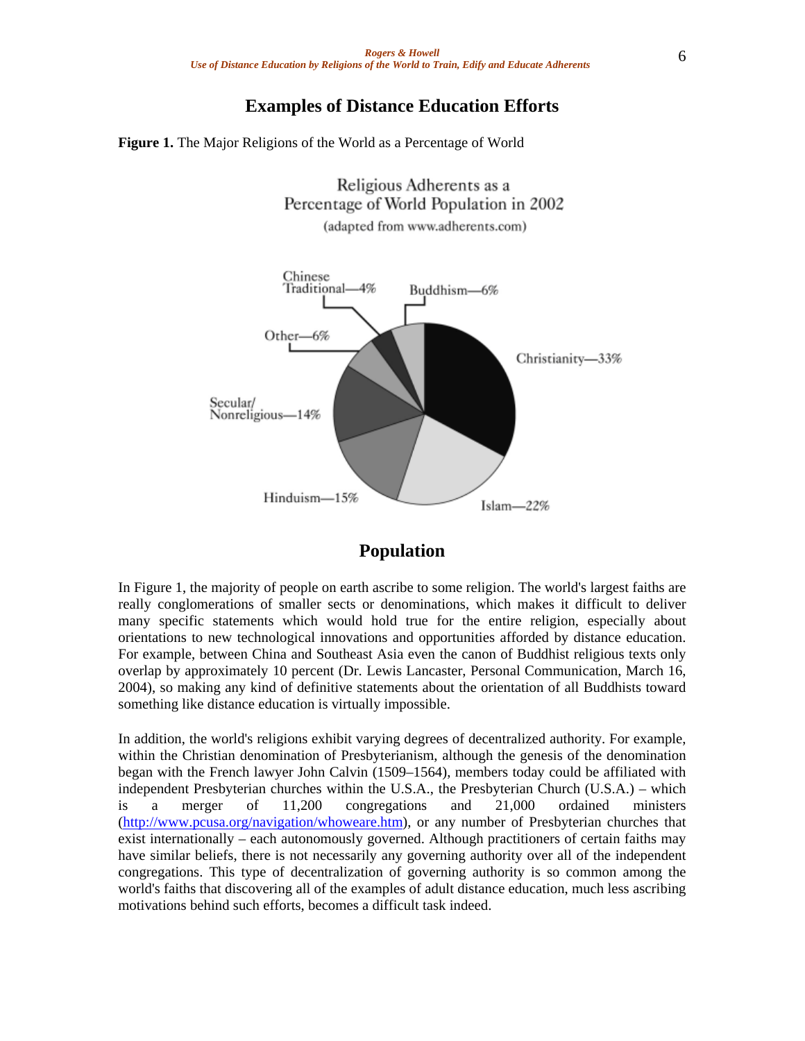## Examples of Distance Education Efforts

**Figure 1.** The Major Religions of the World as a Percentage of World

Religious Adherents as a Percentage of World Population in 2002

(adapted from www.adherents.com)

Christianity—33%
Islam—22%
Hinduism—15%
Secular/Nonreligious—14%
Other—6%
Chinese Traditional—4%
Buddhism—6%

## Population

In Figure 1, the majority of people on earth ascribe to some religion. The world's largest faiths are really conglomerations of smaller sects or denominations, which makes it difficult to deliver many specific statements which would hold true for the entire religion, especially about orientations to new technological innovations and opportunities afforded by distance education. For example, between China and Southeast Asia even the canon of Buddhist religious texts only overlap by approximately 10 percent (Dr. Lewis Lancaster, Personal Communication, March 16, 2004), so making any kind of definitive statements about the orientation of all Buddhists toward something like distance education is virtually impossible.

In addition, the world's religions exhibit varying degrees of decentralized authority. For example, within the Christian denomination of Presbyterianism, although the genesis of the denomination began with the French lawyer John Calvin (1509–1564), members today could be affiliated with independent Presbyterian churches within the U.S.A., the Presbyterian Church (U.S.A.) – which is a merger of 11,200 congregations and 21,000 ordained ministers (http://www.pcusa.org/navigation/whoweare.htm), or any number of Presbyterian churches that exist internationally – each autonomously governed. Although practitioners of certain faiths may have similar beliefs, there is not necessarily any governing authority over all of the independent congregations. This type of decentralization of governing authority is so common among the world's faiths that discovering all of the examples of adult distance education, much less ascribing motivations behind such efforts, becomes a difficult task indeed.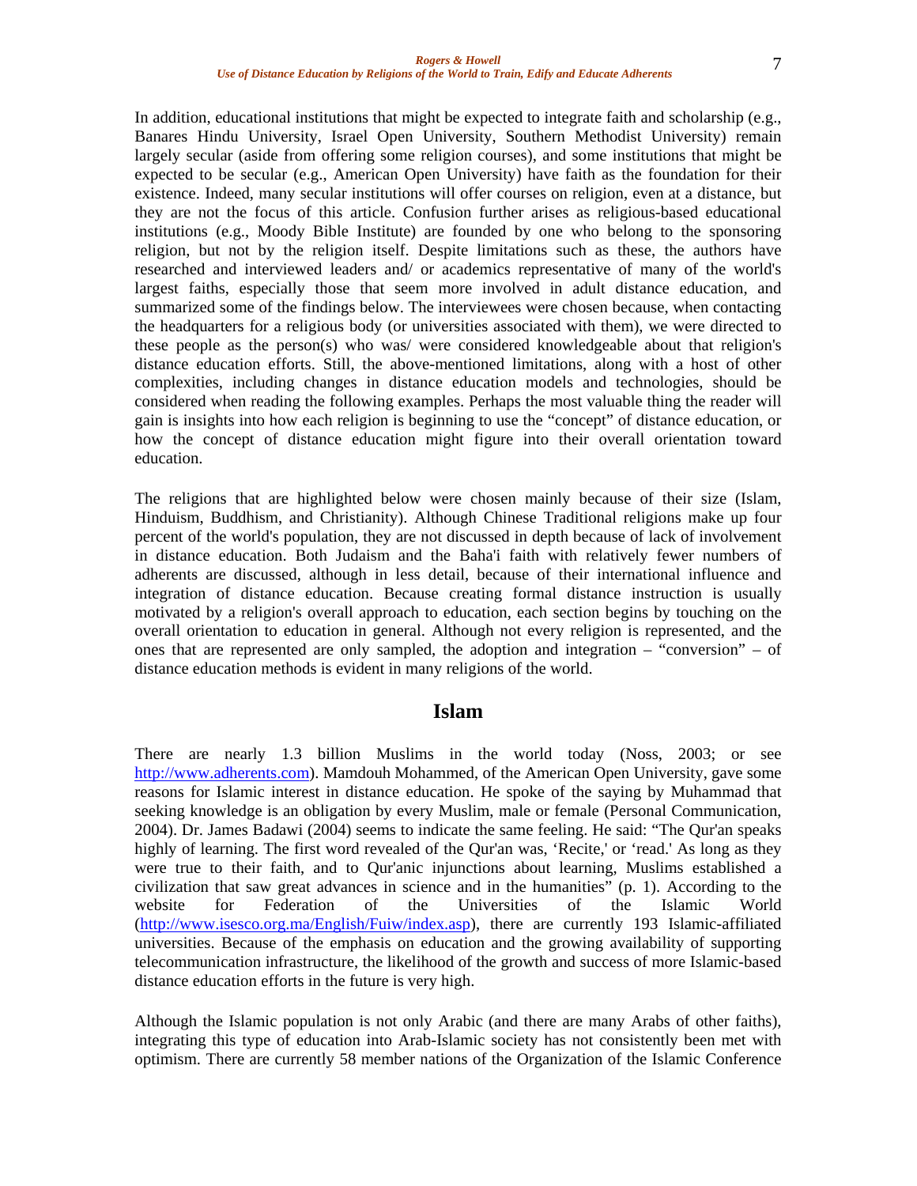In addition, educational institutions that might be expected to integrate faith and scholarship (e.g., Banares Hindu University, Israel Open University, Southern Methodist University) remain largely secular (aside from offering some religion courses), and some institutions that might be expected to be secular (e.g., American Open University) have faith as the foundation for their existence. Indeed, many secular institutions will offer courses on religion, even at a distance, but they are not the focus of this article. Confusion further arises as religious-based educational institutions (e.g., Moody Bible Institute) are founded by one who belong to the sponsoring religion, but not by the religion itself. Despite limitations such as these, the authors have researched and interviewed leaders and/ or academics representative of many of the world's largest faiths, especially those that seem more involved in adult distance education, and summarized some of the findings below. The interviewees were chosen because, when contacting the headquarters for a religious body (or universities associated with them), we were directed to these people as the person(s) who was/ were considered knowledgeable about that religion's distance education efforts. Still, the above-mentioned limitations, along with a host of other complexities, including changes in distance education models and technologies, should be considered when reading the following examples. Perhaps the most valuable thing the reader will gain is insights into how each religion is beginning to use the "concept" of distance education, or how the concept of distance education might figure into their overall orientation toward education.

The religions that are highlighted below were chosen mainly because of their size (Islam, Hinduism, Buddhism, and Christianity). Although Chinese Traditional religions make up four percent of the world's population, they are not discussed in depth because of lack of involvement in distance education. Both Judaism and the Baha'i faith with relatively fewer numbers of adherents are discussed, although in less detail, because of their international influence and integration of distance education. Because creating formal distance instruction is usually motivated by a religion's overall approach to education, each section begins by touching on the overall orientation to education in general. Although not every religion is represented, and the ones that are represented are only sampled, the adoption and integration – "conversion" – of distance education methods is evident in many religions of the world.

## Islam

There are nearly 1.3 billion Muslims in the world today (Noss, 2003; or see http://www.adherents.com). Mamdouh Mohammed, of the American Open University, gave some reasons for Islamic interest in distance education. He spoke of the saying by Muhammad that seeking knowledge is an obligation by every Muslim, male or female (Personal Communication, 2004). Dr. James Badawi (2004) seems to indicate the same feeling. He said: "The Qur'an speaks highly of learning. The first word revealed of the Qur'an was, 'Recite,' or 'read.' As long as they were true to their faith, and to Qur'anic injunctions about learning, Muslims established a civilization that saw great advances in science and in the humanities" (p. 1). According to the website for Federation of the Universities of the Islamic World (http://www.isesco.org.ma/English/Fuiw/index.asp), there are currently 193 Islamic-affiliated universities. Because of the emphasis on education and the growing availability of supporting telecommunication infrastructure, the likelihood of the growth and success of more Islamic-based distance education efforts in the future is very high.

Although the Islamic population is not only Arabic (and there are many Arabs of other faiths), integrating this type of education into Arab-Islamic society has not consistently been met with optimism. There are currently 58 member nations of the Organization of the Islamic Conference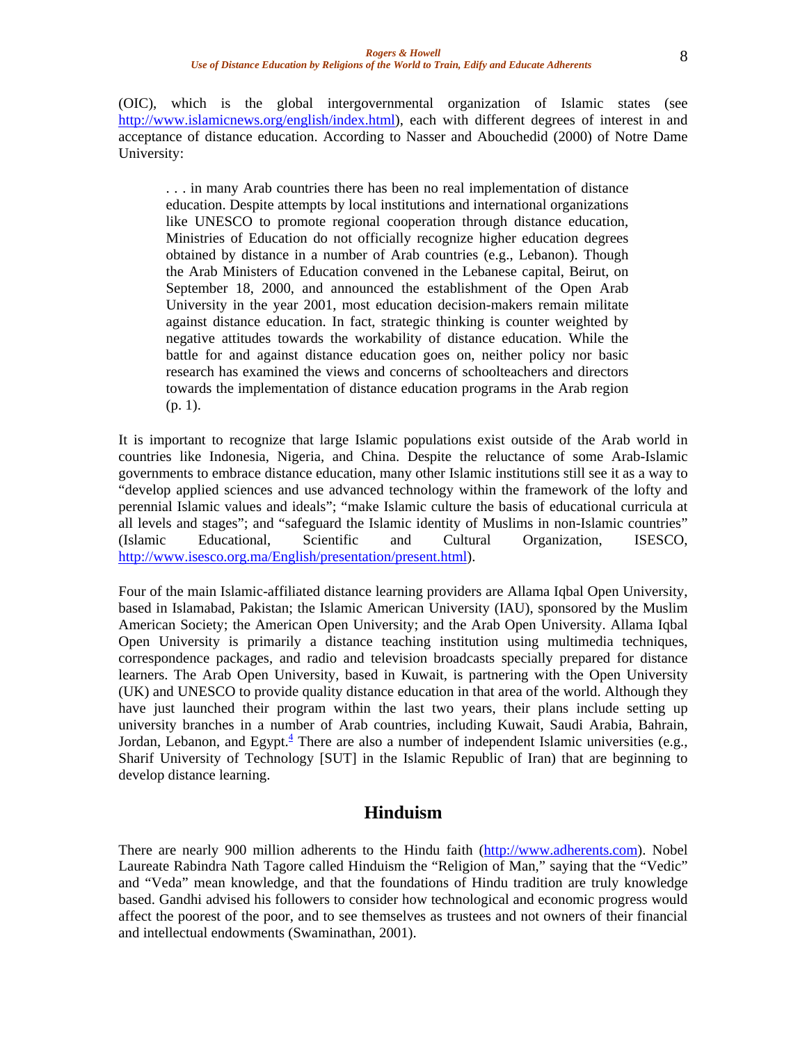(OIC), which is the global intergovernmental organization of Islamic states (see http://www.islamicnews.org/english/index.html), each with different degrees of interest in and acceptance of distance education. According to Nasser and Abouchedid (2000) of Notre Dame University:

> . . . in many Arab countries there has been no real implementation of distance education. Despite attempts by local institutions and international organizations like UNESCO to promote regional cooperation through distance education, Ministries of Education do not officially recognize higher education degrees obtained by distance in a number of Arab countries (e.g., Lebanon). Though the Arab Ministers of Education convened in the Lebanese capital, Beirut, on September 18, 2000, and announced the establishment of the Open Arab University in the year 2001, most education decision-makers remain militate against distance education. In fact, strategic thinking is counter weighted by negative attitudes towards the workability of distance education. While the battle for and against distance education goes on, neither policy nor basic research has examined the views and concerns of schoolteachers and directors towards the implementation of distance education programs in the Arab region (p. 1).

It is important to recognize that large Islamic populations exist outside of the Arab world in countries like Indonesia, Nigeria, and China. Despite the reluctance of some Arab-Islamic governments to embrace distance education, many other Islamic institutions still see it as a way to "develop applied sciences and use advanced technology within the framework of the lofty and perennial Islamic values and ideals"; "make Islamic culture the basis of educational curricula at all levels and stages"; and "safeguard the Islamic identity of Muslims in non-Islamic countries" (Islamic Educational, Scientific and Cultural Organization, ISESCO, http://www.isesco.org.ma/English/presentation/present.html).

Four of the main Islamic-affiliated distance learning providers are Allama Iqbal Open University, based in Islamabad, Pakistan; the Islamic American University (IAU), sponsored by the Muslim American Society; the American Open University; and the Arab Open University. Allama Iqbal Open University is primarily a distance teaching institution using multimedia techniques, correspondence packages, and radio and television broadcasts specially prepared for distance learners. The Arab Open University, based in Kuwait, is partnering with the Open University (UK) and UNESCO to provide quality distance education in that area of the world. Although they have just launched their program within the last two years, their plans include setting up university branches in a number of Arab countries, including Kuwait, Saudi Arabia, Bahrain, Jordan, Lebanon, and Egypt.[4] There are also a number of independent Islamic universities (e.g., Sharif University of Technology [SUT] in the Islamic Republic of Iran) that are beginning to develop distance learning.

## Hinduism

There are nearly 900 million adherents to the Hindu faith (http://www.adherents.com). Nobel Laureate Rabindra Nath Tagore called Hinduism the "Religion of Man," saying that the "Vedic" and "Veda" mean knowledge, and that the foundations of Hindu tradition are truly knowledge based. Gandhi advised his followers to consider how technological and economic progress would affect the poorest of the poor, and to see themselves as trustees and not owners of their financial and intellectual endowments (Swaminathan, 2001).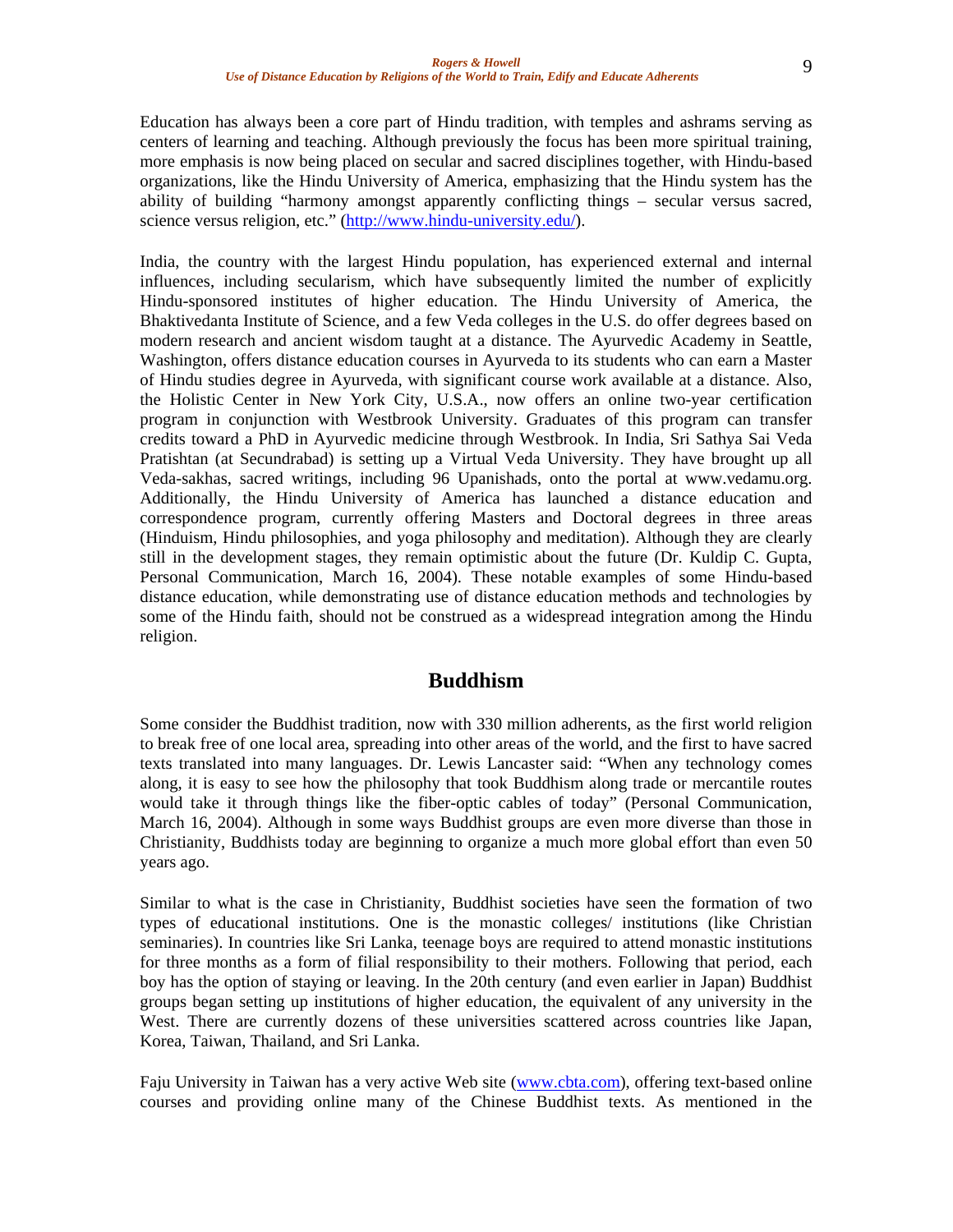Education has always been a core part of Hindu tradition, with temples and ashrams serving as centers of learning and teaching. Although previously the focus has been more spiritual training, more emphasis is now being placed on secular and sacred disciplines together, with Hindu-based organizations, like the Hindu University of America, emphasizing that the Hindu system has the ability of building "harmony amongst apparently conflicting things – secular versus sacred, science versus religion, etc." (http://www.hindu-university.edu/).

India, the country with the largest Hindu population, has experienced external and internal influences, including secularism, which have subsequently limited the number of explicitly Hindu-sponsored institutes of higher education. The Hindu University of America, the Bhaktivedanta Institute of Science, and a few Veda colleges in the U.S. do offer degrees based on modern research and ancient wisdom taught at a distance. The Ayurvedic Academy in Seattle, Washington, offers distance education courses in Ayurveda to its students who can earn a Master of Hindu studies degree in Ayurveda, with significant course work available at a distance. Also, the Holistic Center in New York City, U.S.A., now offers an online two-year certification program in conjunction with Westbrook University. Graduates of this program can transfer credits toward a PhD in Ayurvedic medicine through Westbrook. In India, Sri Sathya Sai Veda Pratishtan (at Secundrabad) is setting up a Virtual Veda University. They have brought up all Veda-sakhas, sacred writings, including 96 Upanishads, onto the portal at www.vedamu.org. Additionally, the Hindu University of America has launched a distance education and correspondence program, currently offering Masters and Doctoral degrees in three areas (Hinduism, Hindu philosophies, and yoga philosophy and meditation). Although they are clearly still in the development stages, they remain optimistic about the future (Dr. Kuldip C. Gupta, Personal Communication, March 16, 2004). These notable examples of some Hindu-based distance education, while demonstrating use of distance education methods and technologies by some of the Hindu faith, should not be construed as a widespread integration among the Hindu religion.

## Buddhism

Some consider the Buddhist tradition, now with 330 million adherents, as the first world religion to break free of one local area, spreading into other areas of the world, and the first to have sacred texts translated into many languages. Dr. Lewis Lancaster said: "When any technology comes along, it is easy to see how the philosophy that took Buddhism along trade or mercantile routes would take it through things like the fiber-optic cables of today" (Personal Communication, March 16, 2004). Although in some ways Buddhist groups are even more diverse than those in Christianity, Buddhists today are beginning to organize a much more global effort than even 50 years ago.

Similar to what is the case in Christianity, Buddhist societies have seen the formation of two types of educational institutions. One is the monastic colleges/ institutions (like Christian seminaries). In countries like Sri Lanka, teenage boys are required to attend monastic institutions for three months as a form of filial responsibility to their mothers. Following that period, each boy has the option of staying or leaving. In the 20th century (and even earlier in Japan) Buddhist groups began setting up institutions of higher education, the equivalent of any university in the West. There are currently dozens of these universities scattered across countries like Japan, Korea, Taiwan, Thailand, and Sri Lanka.

Faju University in Taiwan has a very active Web site (www.cbta.com), offering text-based online courses and providing online many of the Chinese Buddhist texts. As mentioned in the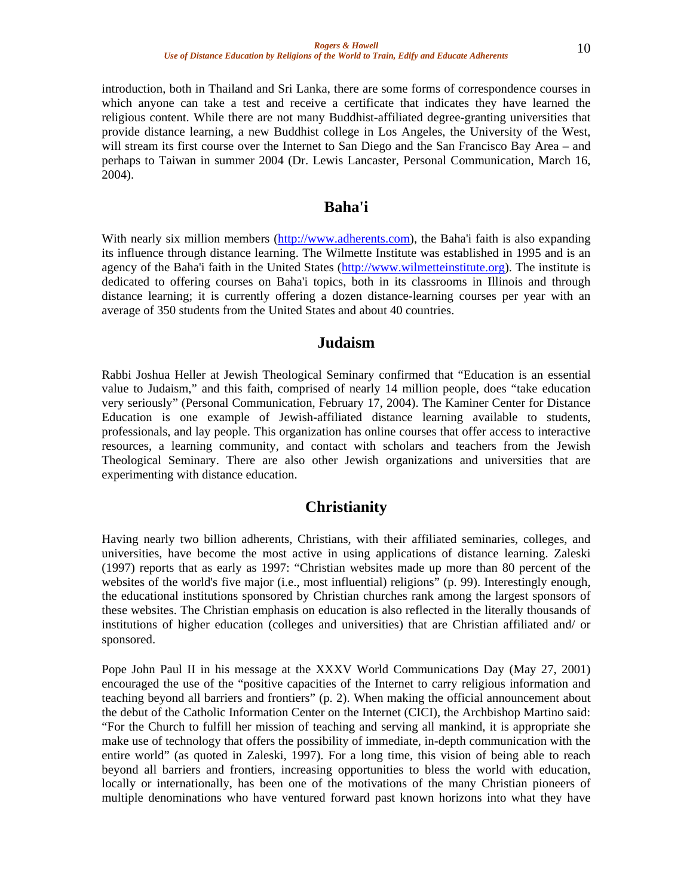introduction, both in Thailand and Sri Lanka, there are some forms of correspondence courses in which anyone can take a test and receive a certificate that indicates they have learned the religious content. While there are not many Buddhist-affiliated degree-granting universities that provide distance learning, a new Buddhist college in Los Angeles, the University of the West, will stream its first course over the Internet to San Diego and the San Francisco Bay Area – and perhaps to Taiwan in summer 2004 (Dr. Lewis Lancaster, Personal Communication, March 16, 2004).

## Baha'i

With nearly six million members (http://www.adherents.com), the Baha'i faith is also expanding its influence through distance learning. The Wilmette Institute was established in 1995 and is an agency of the Baha'i faith in the United States (http://www.wilmetteinstitute.org). The institute is dedicated to offering courses on Baha'i topics, both in its classrooms in Illinois and through distance learning; it is currently offering a dozen distance-learning courses per year with an average of 350 students from the United States and about 40 countries.

## Judaism

Rabbi Joshua Heller at Jewish Theological Seminary confirmed that "Education is an essential value to Judaism," and this faith, comprised of nearly 14 million people, does "take education very seriously" (Personal Communication, February 17, 2004). The Kaminer Center for Distance Education is one example of Jewish-affiliated distance learning available to students, professionals, and lay people. This organization has online courses that offer access to interactive resources, a learning community, and contact with scholars and teachers from the Jewish Theological Seminary. There are also other Jewish organizations and universities that are experimenting with distance education.

## Christianity

Having nearly two billion adherents, Christians, with their affiliated seminaries, colleges, and universities, have become the most active in using applications of distance learning. Zaleski (1997) reports that as early as 1997: "Christian websites made up more than 80 percent of the websites of the world's five major (i.e., most influential) religions" (p. 99). Interestingly enough, the educational institutions sponsored by Christian churches rank among the largest sponsors of these websites. The Christian emphasis on education is also reflected in the literally thousands of institutions of higher education (colleges and universities) that are Christian affiliated and/ or sponsored.

Pope John Paul II in his message at the XXXV World Communications Day (May 27, 2001) encouraged the use of the "positive capacities of the Internet to carry religious information and teaching beyond all barriers and frontiers" (p. 2). When making the official announcement about the debut of the Catholic Information Center on the Internet (CICI), the Archbishop Martino said: "For the Church to fulfill her mission of teaching and serving all mankind, it is appropriate she make use of technology that offers the possibility of immediate, in-depth communication with the entire world" (as quoted in Zaleski, 1997). For a long time, this vision of being able to reach beyond all barriers and frontiers, increasing opportunities to bless the world with education, locally or internationally, has been one of the motivations of the many Christian pioneers of multiple denominations who have ventured forward past known horizons into what they have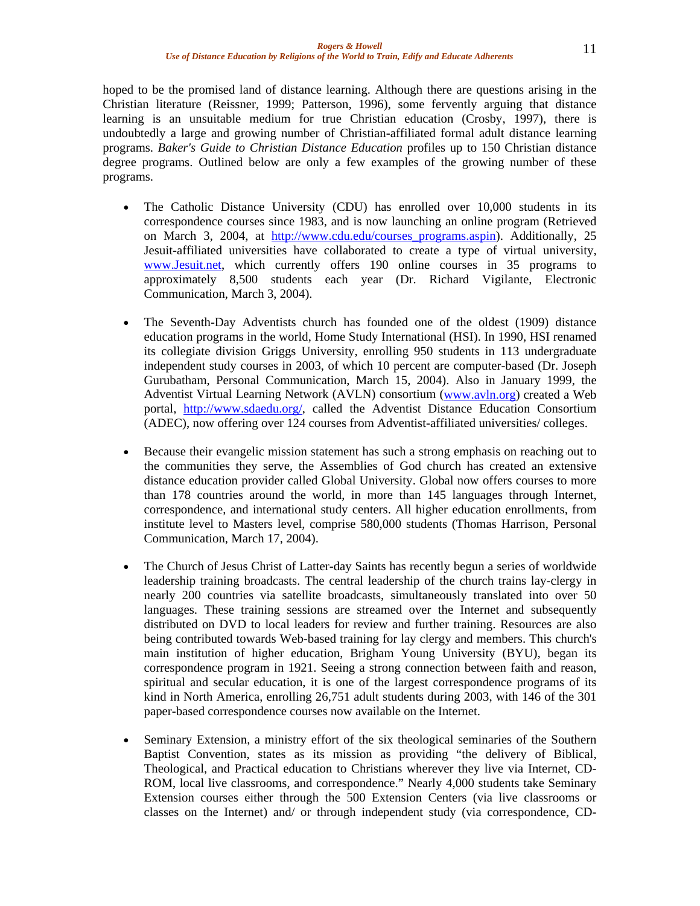hoped to be the promised land of distance learning. Although there are questions arising in the Christian literature (Reissner, 1999; Patterson, 1996), some fervently arguing that distance learning is an unsuitable medium for true Christian education (Crosby, 1997), there is undoubtedly a large and growing number of Christian-affiliated formal adult distance learning programs. *Baker's Guide to Christian Distance Education* profiles up to 150 Christian distance degree programs. Outlined below are only a few examples of the growing number of these programs.

- The Catholic Distance University (CDU) has enrolled over 10,000 students in its correspondence courses since 1983, and is now launching an online program (Retrieved on March 3, 2004, at http://www.cdu.edu/courses_programs.aspin). Additionally, 25 Jesuit-affiliated universities have collaborated to create a type of virtual university, www.Jesuit.net, which currently offers 190 online courses in 35 programs to approximately 8,500 students each year (Dr. Richard Vigilante, Electronic Communication, March 3, 2004).

- The Seventh-Day Adventists church has founded one of the oldest (1909) distance education programs in the world, Home Study International (HSI). In 1990, HSI renamed its collegiate division Griggs University, enrolling 950 students in 113 undergraduate independent study courses in 2003, of which 10 percent are computer-based (Dr. Joseph Gurubatham, Personal Communication, March 15, 2004). Also in January 1999, the Adventist Virtual Learning Network (AVLN) consortium (www.avln.org) created a Web portal, http://www.sdaedu.org/, called the Adventist Distance Education Consortium (ADEC), now offering over 124 courses from Adventist-affiliated universities/ colleges.

- Because their evangelic mission statement has such a strong emphasis on reaching out to the communities they serve, the Assemblies of God church has created an extensive distance education provider called Global University. Global now offers courses to more than 178 countries around the world, in more than 145 languages through Internet, correspondence, and international study centers. All higher education enrollments, from institute level to Masters level, comprise 580,000 students (Thomas Harrison, Personal Communication, March 17, 2004).

- The Church of Jesus Christ of Latter-day Saints has recently begun a series of worldwide leadership training broadcasts. The central leadership of the church trains lay-clergy in nearly 200 countries via satellite broadcasts, simultaneously translated into over 50 languages. These training sessions are streamed over the Internet and subsequently distributed on DVD to local leaders for review and further training. Resources are also being contributed towards Web-based training for lay clergy and members. This church's main institution of higher education, Brigham Young University (BYU), began its correspondence program in 1921. Seeing a strong connection between faith and reason, spiritual and secular education, it is one of the largest correspondence programs of its kind in North America, enrolling 26,751 adult students during 2003, with 146 of the 301 paper-based correspondence courses now available on the Internet.

- Seminary Extension, a ministry effort of the six theological seminaries of the Southern Baptist Convention, states as its mission as providing "the delivery of Biblical, Theological, and Practical education to Christians wherever they live via Internet, CD-ROM, local live classrooms, and correspondence." Nearly 4,000 students take Seminary Extension courses either through the 500 Extension Centers (via live classrooms or classes on the Internet) and/ or through independent study (via correspondence, CD-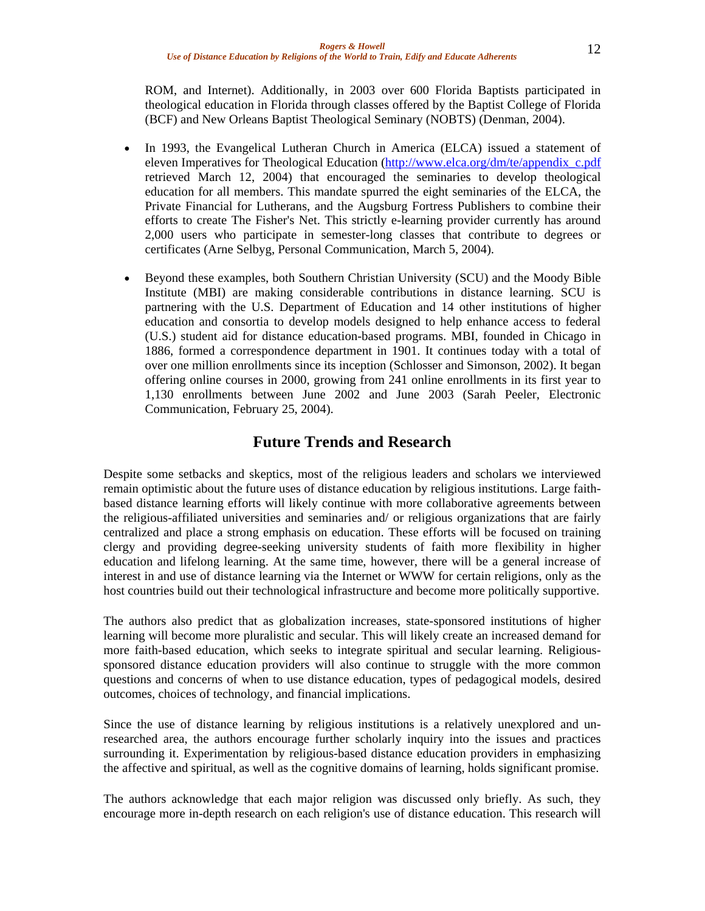ROM, and Internet). Additionally, in 2003 over 600 Florida Baptists participated in theological education in Florida through classes offered by the Baptist College of Florida (BCF) and New Orleans Baptist Theological Seminary (NOBTS) (Denman, 2004).

- In 1993, the Evangelical Lutheran Church in America (ELCA) issued a statement of eleven Imperatives for Theological Education (http://www.elca.org/dm/te/appendix_c.pdf retrieved March 12, 2004) that encouraged the seminaries to develop theological education for all members. This mandate spurred the eight seminaries of the ELCA, the Private Financial for Lutherans, and the Augsburg Fortress Publishers to combine their efforts to create The Fisher's Net. This strictly e-learning provider currently has around 2,000 users who participate in semester-long classes that contribute to degrees or certificates (Arne Selbyg, Personal Communication, March 5, 2004).

- Beyond these examples, both Southern Christian University (SCU) and the Moody Bible Institute (MBI) are making considerable contributions in distance learning. SCU is partnering with the U.S. Department of Education and 14 other institutions of higher education and consortia to develop models designed to help enhance access to federal (U.S.) student aid for distance education-based programs. MBI, founded in Chicago in 1886, formed a correspondence department in 1901. It continues today with a total of over one million enrollments since its inception (Schlosser and Simonson, 2002). It began offering online courses in 2000, growing from 241 online enrollments in its first year to 1,130 enrollments between June 2002 and June 2003 (Sarah Peeler, Electronic Communication, February 25, 2004).

## Future Trends and Research

Despite some setbacks and skeptics, most of the religious leaders and scholars we interviewed remain optimistic about the future uses of distance education by religious institutions. Large faith-based distance learning efforts will likely continue with more collaborative agreements between the religious-affiliated universities and seminaries and/ or religious organizations that are fairly centralized and place a strong emphasis on education. These efforts will be focused on training clergy and providing degree-seeking university students of faith more flexibility in higher education and lifelong learning. At the same time, however, there will be a general increase of interest in and use of distance learning via the Internet or WWW for certain religions, only as the host countries build out their technological infrastructure and become more politically supportive.

The authors also predict that as globalization increases, state-sponsored institutions of higher learning will become more pluralistic and secular. This will likely create an increased demand for more faith-based education, which seeks to integrate spiritual and secular learning. Religious-sponsored distance education providers will also continue to struggle with the more common questions and concerns of when to use distance education, types of pedagogical models, desired outcomes, choices of technology, and financial implications.

Since the use of distance learning by religious institutions is a relatively unexplored and un-researched area, the authors encourage further scholarly inquiry into the issues and practices surrounding it. Experimentation by religious-based distance education providers in emphasizing the affective and spiritual, as well as the cognitive domains of learning, holds significant promise.

The authors acknowledge that each major religion was discussed only briefly. As such, they encourage more in-depth research on each religion's use of distance education. This research will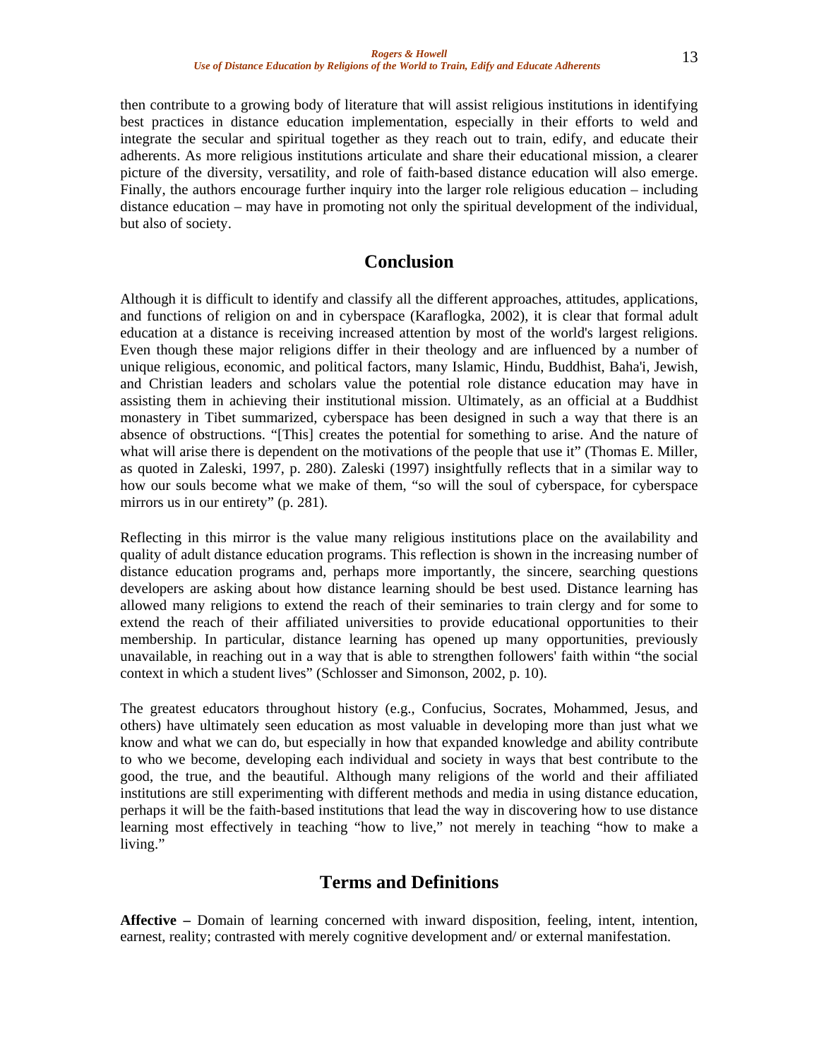then contribute to a growing body of literature that will assist religious institutions in identifying best practices in distance education implementation, especially in their efforts to weld and integrate the secular and spiritual together as they reach out to train, edify, and educate their adherents. As more religious institutions articulate and share their educational mission, a clearer picture of the diversity, versatility, and role of faith-based distance education will also emerge. Finally, the authors encourage further inquiry into the larger role religious education – including distance education – may have in promoting not only the spiritual development of the individual, but also of society.

## Conclusion

Although it is difficult to identify and classify all the different approaches, attitudes, applications, and functions of religion on and in cyberspace (Karaflogka, 2002), it is clear that formal adult education at a distance is receiving increased attention by most of the world's largest religions. Even though these major religions differ in their theology and are influenced by a number of unique religious, economic, and political factors, many Islamic, Hindu, Buddhist, Baha'i, Jewish, and Christian leaders and scholars value the potential role distance education may have in assisting them in achieving their institutional mission. Ultimately, as an official at a Buddhist monastery in Tibet summarized, cyberspace has been designed in such a way that there is an absence of obstructions. "[This] creates the potential for something to arise. And the nature of what will arise there is dependent on the motivations of the people that use it" (Thomas E. Miller, as quoted in Zaleski, 1997, p. 280). Zaleski (1997) insightfully reflects that in a similar way to how our souls become what we make of them, "so will the soul of cyberspace, for cyberspace mirrors us in our entirety" (p. 281).

Reflecting in this mirror is the value many religious institutions place on the availability and quality of adult distance education programs. This reflection is shown in the increasing number of distance education programs and, perhaps more importantly, the sincere, searching questions developers are asking about how distance learning should be best used. Distance learning has allowed many religions to extend the reach of their seminaries to train clergy and for some to extend the reach of their affiliated universities to provide educational opportunities to their membership. In particular, distance learning has opened up many opportunities, previously unavailable, in reaching out in a way that is able to strengthen followers' faith within "the social context in which a student lives" (Schlosser and Simonson, 2002, p. 10).

The greatest educators throughout history (e.g., Confucius, Socrates, Mohammed, Jesus, and others) have ultimately seen education as most valuable in developing more than just what we know and what we can do, but especially in how that expanded knowledge and ability contribute to who we become, developing each individual and society in ways that best contribute to the good, the true, and the beautiful. Although many religions of the world and their affiliated institutions are still experimenting with different methods and media in using distance education, perhaps it will be the faith-based institutions that lead the way in discovering how to use distance learning most effectively in teaching "how to live," not merely in teaching "how to make a living."

## Terms and Definitions

**Affective –** Domain of learning concerned with inward disposition, feeling, intent, intention, earnest, reality; contrasted with merely cognitive development and/ or external manifestation.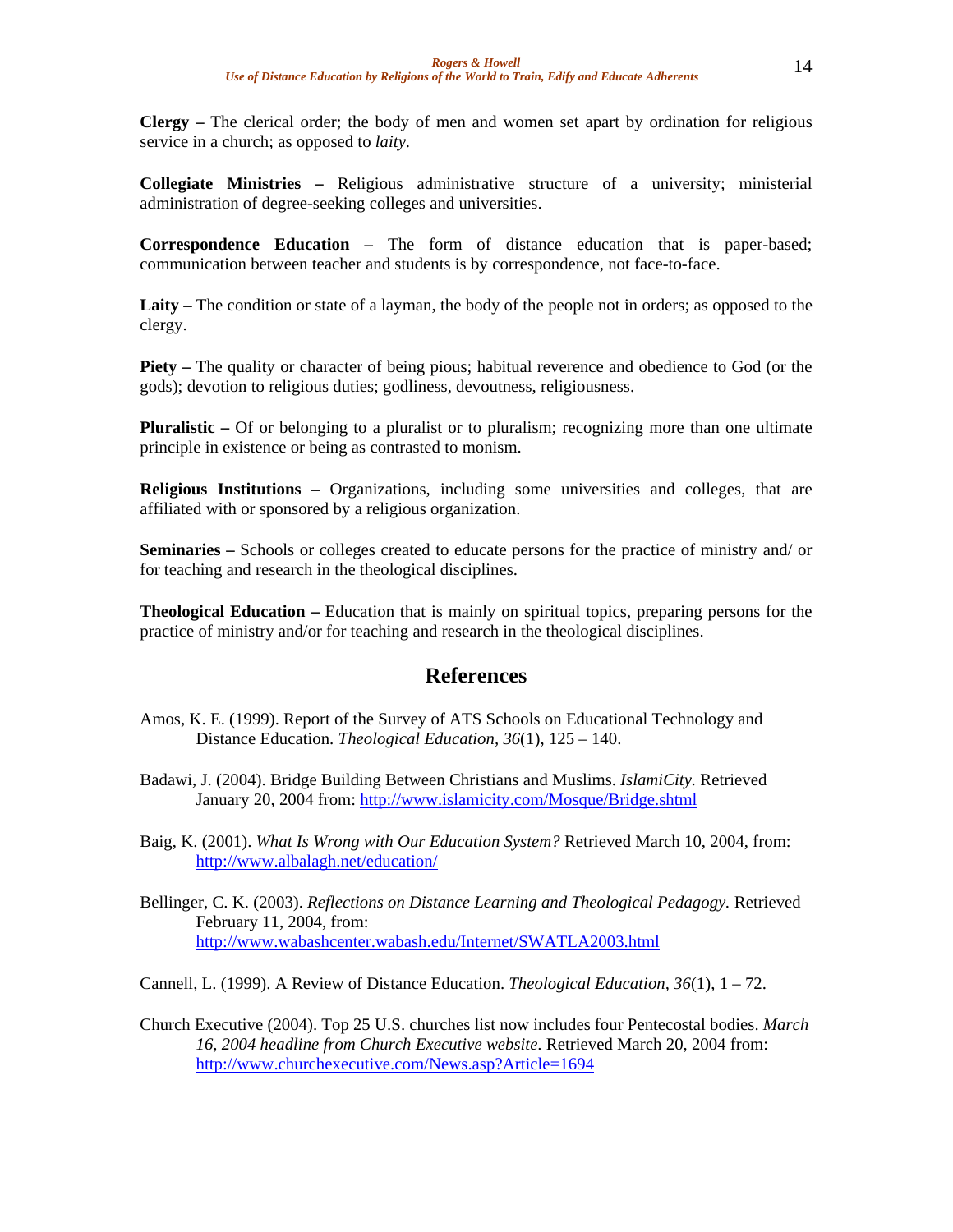**Clergy –** The clerical order; the body of men and women set apart by ordination for religious service in a church; as opposed to *laity*.

**Collegiate Ministries –** Religious administrative structure of a university; ministerial administration of degree-seeking colleges and universities.

**Correspondence Education –** The form of distance education that is paper-based; communication between teacher and students is by correspondence, not face-to-face.

**Laity –** The condition or state of a layman, the body of the people not in orders; as opposed to the clergy.

**Piety –** The quality or character of being pious; habitual reverence and obedience to God (or the gods); devotion to religious duties; godliness, devoutness, religiousness.

**Pluralistic –** Of or belonging to a pluralist or to pluralism; recognizing more than one ultimate principle in existence or being as contrasted to monism.

**Religious Institutions –** Organizations, including some universities and colleges, that are affiliated with or sponsored by a religious organization.

**Seminaries –** Schools or colleges created to educate persons for the practice of ministry and/ or for teaching and research in the theological disciplines.

**Theological Education –** Education that is mainly on spiritual topics, preparing persons for the practice of ministry and/or for teaching and research in the theological disciplines.

## References

Amos, K. E. (1999). Report of the Survey of ATS Schools on Educational Technology and Distance Education. *Theological Education*, *36*(1), 125 – 140.

Badawi, J. (2004). Bridge Building Between Christians and Muslims. *IslamiCity.* Retrieved January 20, 2004 from: http://www.islamicity.com/Mosque/Bridge.shtml

Baig, K. (2001). *What Is Wrong with Our Education System?* Retrieved March 10, 2004, from: http://www.albalagh.net/education/

Bellinger, C. K. (2003). *Reflections on Distance Learning and Theological Pedagogy.* Retrieved February 11, 2004, from: http://www.wabashcenter.wabash.edu/Internet/SWATLA2003.html

Cannell, L. (1999). A Review of Distance Education. *Theological Education, 36*(1), 1 – 72.

Church Executive (2004). Top 25 U.S. churches list now includes four Pentecostal bodies. *March 16, 2004 headline from Church Executive website*. Retrieved March 20, 2004 from: http://www.churchexecutive.com/News.asp?Article=1694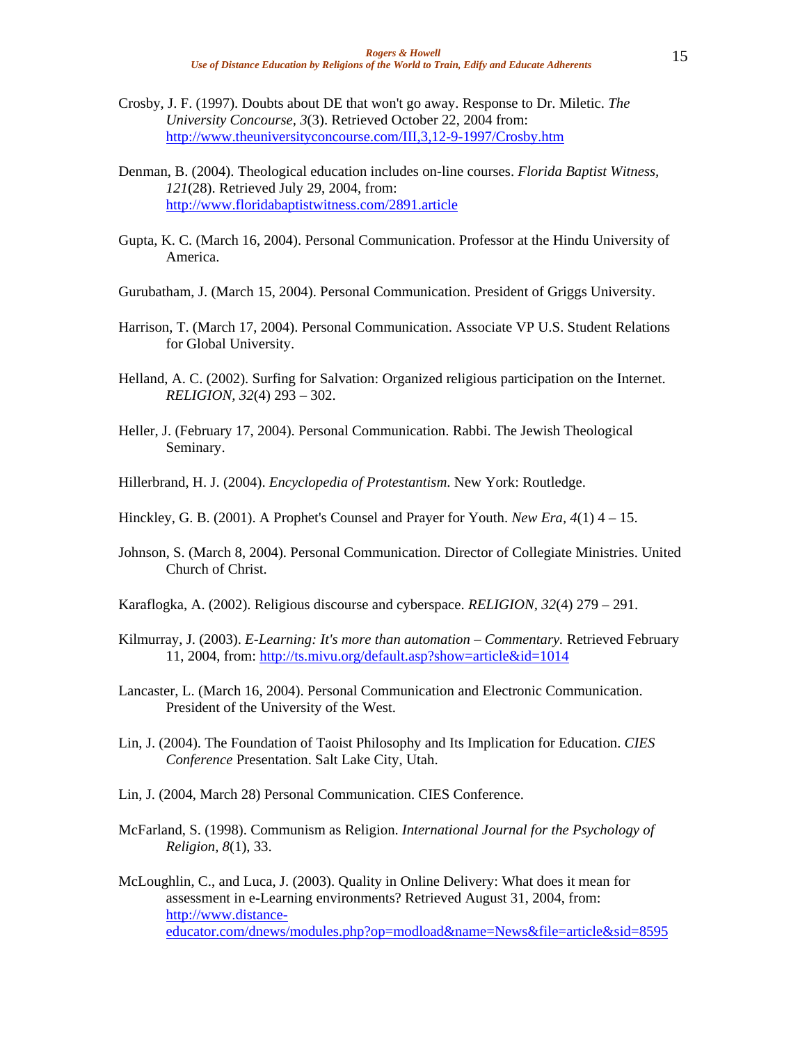Crosby, J. F. (1997). Doubts about DE that won't go away. Response to Dr. Miletic. *The University Concourse*, *3*(3). Retrieved October 22, 2004 from: http://www.theuniversityconcourse.com/III,3,12-9-1997/Crosby.htm

Denman, B. (2004). Theological education includes on-line courses. *Florida Baptist Witness, 121*(28). Retrieved July 29, 2004, from: http://www.floridabaptistwitness.com/2891.article

Gupta, K. C. (March 16, 2004). Personal Communication. Professor at the Hindu University of America.

Gurubatham, J. (March 15, 2004). Personal Communication. President of Griggs University.

Harrison, T. (March 17, 2004). Personal Communication. Associate VP U.S. Student Relations for Global University.

Helland, A. C. (2002). Surfing for Salvation: Organized religious participation on the Internet. *RELIGION*, *32*(4) 293 – 302.

Heller, J. (February 17, 2004). Personal Communication. Rabbi. The Jewish Theological Seminary.

Hillerbrand, H. J. (2004). *Encyclopedia of Protestantism*. New York: Routledge.

Hinckley, G. B. (2001). A Prophet's Counsel and Prayer for Youth. *New Era, 4*(1) 4 – 15.

Johnson, S. (March 8, 2004). Personal Communication. Director of Collegiate Ministries. United Church of Christ.

Karaflogka, A. (2002). Religious discourse and cyberspace. *RELIGION, 32*(4) 279 – 291.

Kilmurray, J. (2003). *E-Learning: It's more than automation – Commentary.* Retrieved February 11, 2004, from: http://ts.mivu.org/default.asp?show=article&id=1014

Lancaster, L. (March 16, 2004). Personal Communication and Electronic Communication. President of the University of the West.

Lin, J. (2004). The Foundation of Taoist Philosophy and Its Implication for Education. *CIES Conference* Presentation. Salt Lake City, Utah.

Lin, J. (2004, March 28) Personal Communication. CIES Conference.

McFarland, S. (1998). Communism as Religion. *International Journal for the Psychology of Religion, 8*(1), 33.

McLoughlin, C., and Luca, J. (2003). Quality in Online Delivery: What does it mean for assessment in e-Learning environments? Retrieved August 31, 2004, from: http://www.distance-educator.com/dnews/modules.php?op=modload&name=News&file=article&sid=8595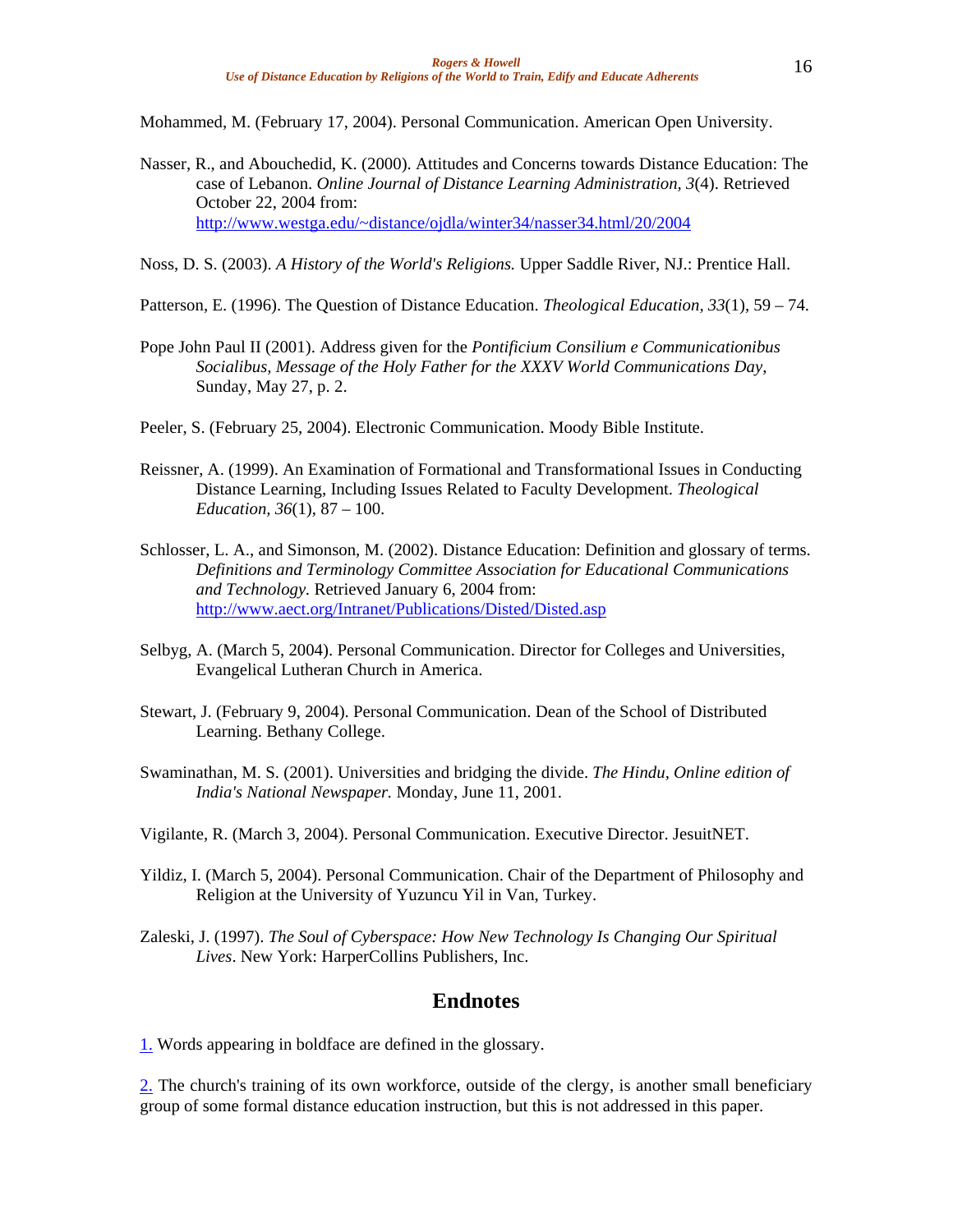Mohammed, M. (February 17, 2004). Personal Communication. American Open University.

Nasser, R., and Abouchedid, K. (2000). Attitudes and Concerns towards Distance Education: The case of Lebanon. *Online Journal of Distance Learning Administration, 3*(4). Retrieved October 22, 2004 from: http://www.westga.edu/~distance/ojdla/winter34/nasser34.html/20/2004

Noss, D. S. (2003). *A History of the World's Religions.* Upper Saddle River, NJ.: Prentice Hall.

Patterson, E. (1996). The Question of Distance Education. *Theological Education, 33*(1), 59 – 74.

Pope John Paul II (2001). Address given for the *Pontificium Consilium e Communicationibus Socialibus, Message of the Holy Father for the XXXV World Communications Day*, Sunday, May 27, p. 2.

Peeler, S. (February 25, 2004). Electronic Communication. Moody Bible Institute.

Reissner, A. (1999). An Examination of Formational and Transformational Issues in Conducting Distance Learning, Including Issues Related to Faculty Development. *Theological Education, 36*(1), 87 – 100.

Schlosser, L. A., and Simonson, M. (2002). Distance Education: Definition and glossary of terms. *Definitions and Terminology Committee Association for Educational Communications and Technology.* Retrieved January 6, 2004 from: http://www.aect.org/Intranet/Publications/Disted/Disted.asp

Selbyg, A. (March 5, 2004). Personal Communication. Director for Colleges and Universities, Evangelical Lutheran Church in America.

Stewart, J. (February 9, 2004). Personal Communication. Dean of the School of Distributed Learning. Bethany College.

Swaminathan, M. S. (2001). Universities and bridging the divide. *The Hindu, Online edition of India's National Newspaper.* Monday, June 11, 2001.

Vigilante, R. (March 3, 2004). Personal Communication. Executive Director. JesuitNET.

Yildiz, I. (March 5, 2004). Personal Communication. Chair of the Department of Philosophy and Religion at the University of Yuzuncu Yil in Van, Turkey.

Zaleski, J. (1997). *The Soul of Cyberspace: How New Technology Is Changing Our Spiritual Lives*. New York: HarperCollins Publishers, Inc.

## Endnotes

1. Words appearing in boldface are defined in the glossary.

2. The church's training of its own workforce, outside of the clergy, is another small beneficiary group of some formal distance education instruction, but this is not addressed in this paper.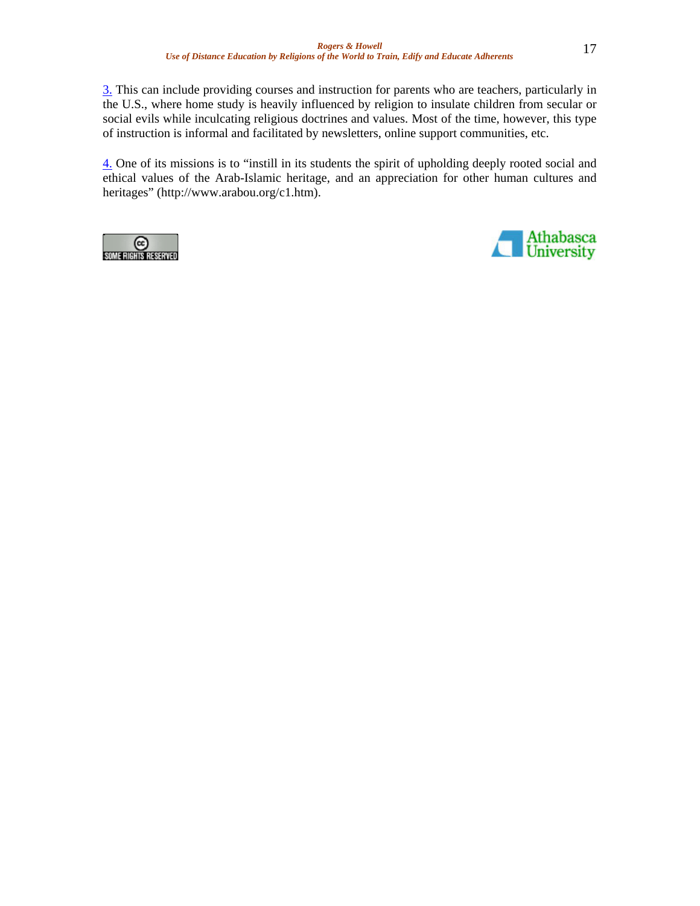3. This can include providing courses and instruction for parents who are teachers, particularly in the U.S., where home study is heavily influenced by religion to insulate children from secular or social evils while inculcating religious doctrines and values. Most of the time, however, this type of instruction is informal and facilitated by newsletters, online support communities, etc.

4. One of its missions is to "instill in its students the spirit of upholding deeply rooted social and ethical values of the Arab-Islamic heritage, and an appreciation for other human cultures and heritages" (http://www.arabou.org/c1.htm).